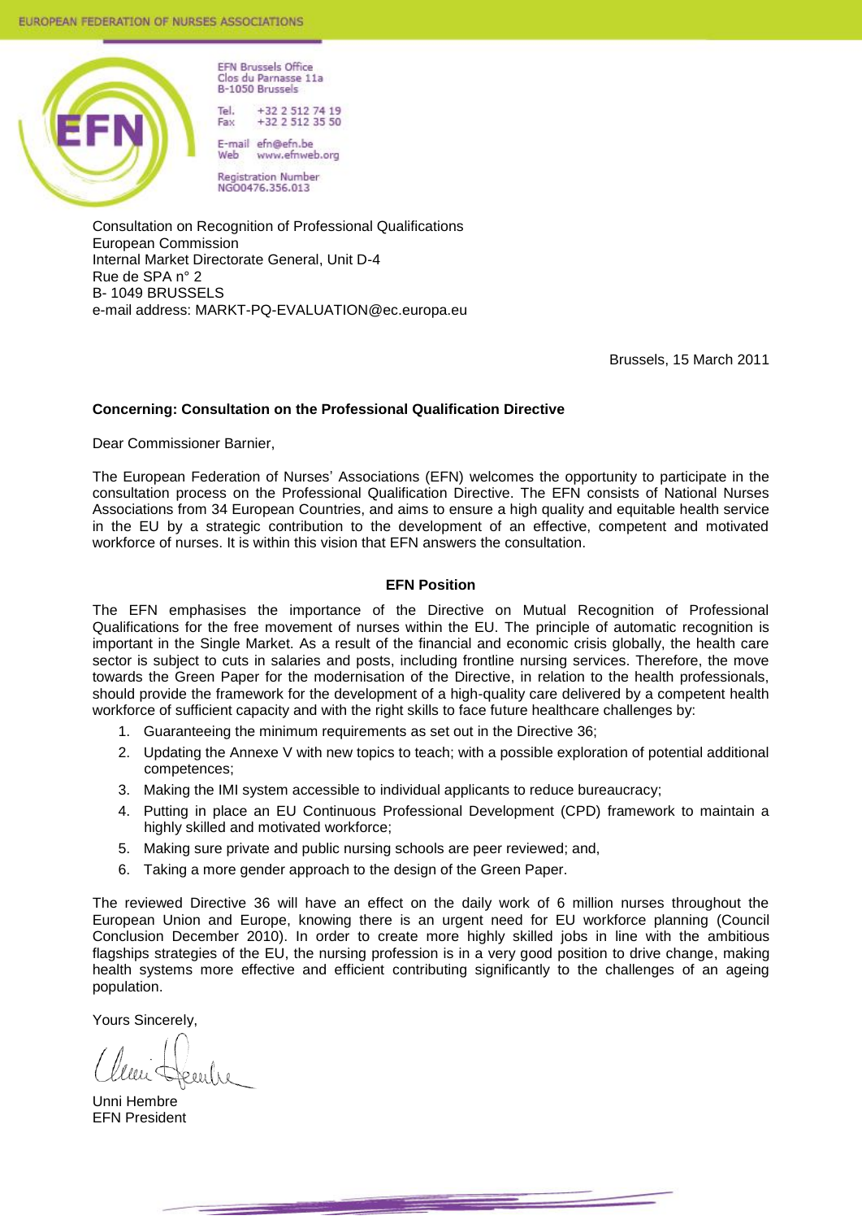EUROPEAN FEDERATION OF NURSES ASSOCIATIONS

EFN Brussels Office
Clos du Parnasse 11a
B-1050 Brussels

Tel. +32 2 512 74 19
Fax +32 2 512 35 50

E-mail efn@efn.be
Web www.efnweb.org

Registration Number
NGO0476.356.013

Consultation on Recognition of Professional Qualifications
European Commission
Internal Market Directorate General, Unit D-4
Rue de SPA n° 2
B- 1049 BRUSSELS
e-mail address: MARKT-PQ-EVALUATION@ec.europa.eu

Brussels, 15 March 2011

**Concerning: Consultation on the Professional Qualification Directive**

Dear Commissioner Barnier,

The European Federation of Nurses' Associations (EFN) welcomes the opportunity to participate in the consultation process on the Professional Qualification Directive. The EFN consists of National Nurses Associations from 34 European Countries, and aims to ensure a high quality and equitable health service in the EU by a strategic contribution to the development of an effective, competent and motivated workforce of nurses. It is within this vision that EFN answers the consultation.

**EFN Position**

The EFN emphasises the importance of the Directive on Mutual Recognition of Professional Qualifications for the free movement of nurses within the EU. The principle of automatic recognition is important in the Single Market. As a result of the financial and economic crisis globally, the health care sector is subject to cuts in salaries and posts, including frontline nursing services. Therefore, the move towards the Green Paper for the modernisation of the Directive, in relation to the health professionals, should provide the framework for the development of a high-quality care delivered by a competent health workforce of sufficient capacity and with the right skills to face future healthcare challenges by:

1. Guaranteeing the minimum requirements as set out in the Directive 36;
2. Updating the Annexe V with new topics to teach; with a possible exploration of potential additional competences;
3. Making the IMI system accessible to individual applicants to reduce bureaucracy;
4. Putting in place an EU Continuous Professional Development (CPD) framework to maintain a highly skilled and motivated workforce;
5. Making sure private and public nursing schools are peer reviewed; and,
6. Taking a more gender approach to the design of the Green Paper.

The reviewed Directive 36 will have an effect on the daily work of 6 million nurses throughout the European Union and Europe, knowing there is an urgent need for EU workforce planning (Council Conclusion December 2010). In order to create more highly skilled jobs in line with the ambitious flagships strategies of the EU, the nursing profession is in a very good position to drive change, making health systems more effective and efficient contributing significantly to the challenges of an ageing population.

Yours Sincerely,

Unni Hembre
EFN President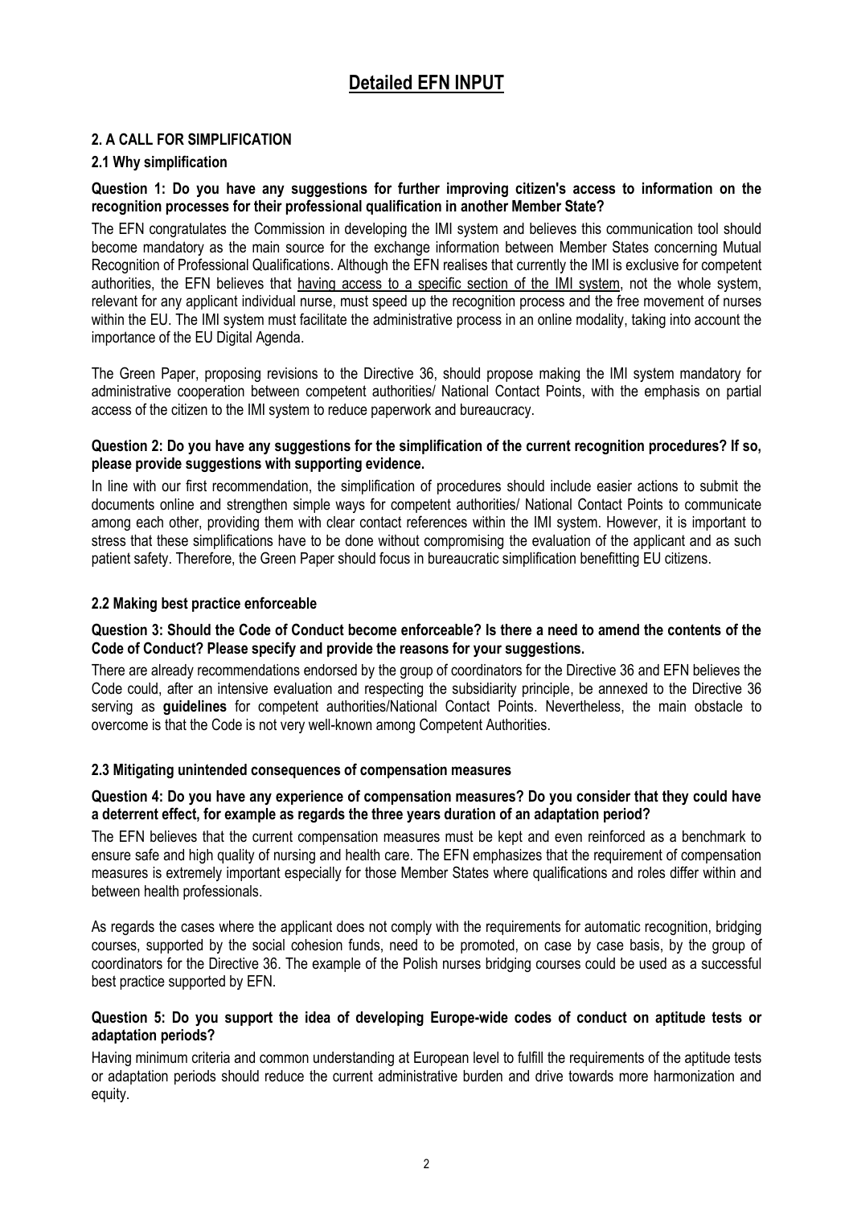# Detailed EFN INPUT

## 2. A CALL FOR SIMPLIFICATION

### 2.1 Why simplification

**Question 1: Do you have any suggestions for further improving citizen's access to information on the recognition processes for their professional qualification in another Member State?**

The EFN congratulates the Commission in developing the IMI system and believes this communication tool should become mandatory as the main source for the exchange information between Member States concerning Mutual Recognition of Professional Qualifications. Although the EFN realises that currently the IMI is exclusive for competent authorities, the EFN believes that <u>having access to a specific section of the IMI system</u>, not the whole system, relevant for any applicant individual nurse, must speed up the recognition process and the free movement of nurses within the EU. The IMI system must facilitate the administrative process in an online modality, taking into account the importance of the EU Digital Agenda.

The Green Paper, proposing revisions to the Directive 36, should propose making the IMI system mandatory for administrative cooperation between competent authorities/ National Contact Points, with the emphasis on partial access of the citizen to the IMI system to reduce paperwork and bureaucracy.

**Question 2: Do you have any suggestions for the simplification of the current recognition procedures? If so, please provide suggestions with supporting evidence.**

In line with our first recommendation, the simplification of procedures should include easier actions to submit the documents online and strengthen simple ways for competent authorities/ National Contact Points to communicate among each other, providing them with clear contact references within the IMI system. However, it is important to stress that these simplifications have to be done without compromising the evaluation of the applicant and as such patient safety. Therefore, the Green Paper should focus in bureaucratic simplification benefitting EU citizens.

### 2.2 Making best practice enforceable

**Question 3: Should the Code of Conduct become enforceable? Is there a need to amend the contents of the Code of Conduct? Please specify and provide the reasons for your suggestions.**

There are already recommendations endorsed by the group of coordinators for the Directive 36 and EFN believes the Code could, after an intensive evaluation and respecting the subsidiarity principle, be annexed to the Directive 36 serving as **guidelines** for competent authorities/National Contact Points. Nevertheless, the main obstacle to overcome is that the Code is not very well-known among Competent Authorities.

### 2.3 Mitigating unintended consequences of compensation measures

**Question 4: Do you have any experience of compensation measures? Do you consider that they could have a deterrent effect, for example as regards the three years duration of an adaptation period?**

The EFN believes that the current compensation measures must be kept and even reinforced as a benchmark to ensure safe and high quality of nursing and health care. The EFN emphasizes that the requirement of compensation measures is extremely important especially for those Member States where qualifications and roles differ within and between health professionals.

As regards the cases where the applicant does not comply with the requirements for automatic recognition, bridging courses, supported by the social cohesion funds, need to be promoted, on case by case basis, by the group of coordinators for the Directive 36. The example of the Polish nurses bridging courses could be used as a successful best practice supported by EFN.

**Question 5: Do you support the idea of developing Europe-wide codes of conduct on aptitude tests or adaptation periods?**

Having minimum criteria and common understanding at European level to fulfill the requirements of the aptitude tests or adaptation periods should reduce the current administrative burden and drive towards more harmonization and equity.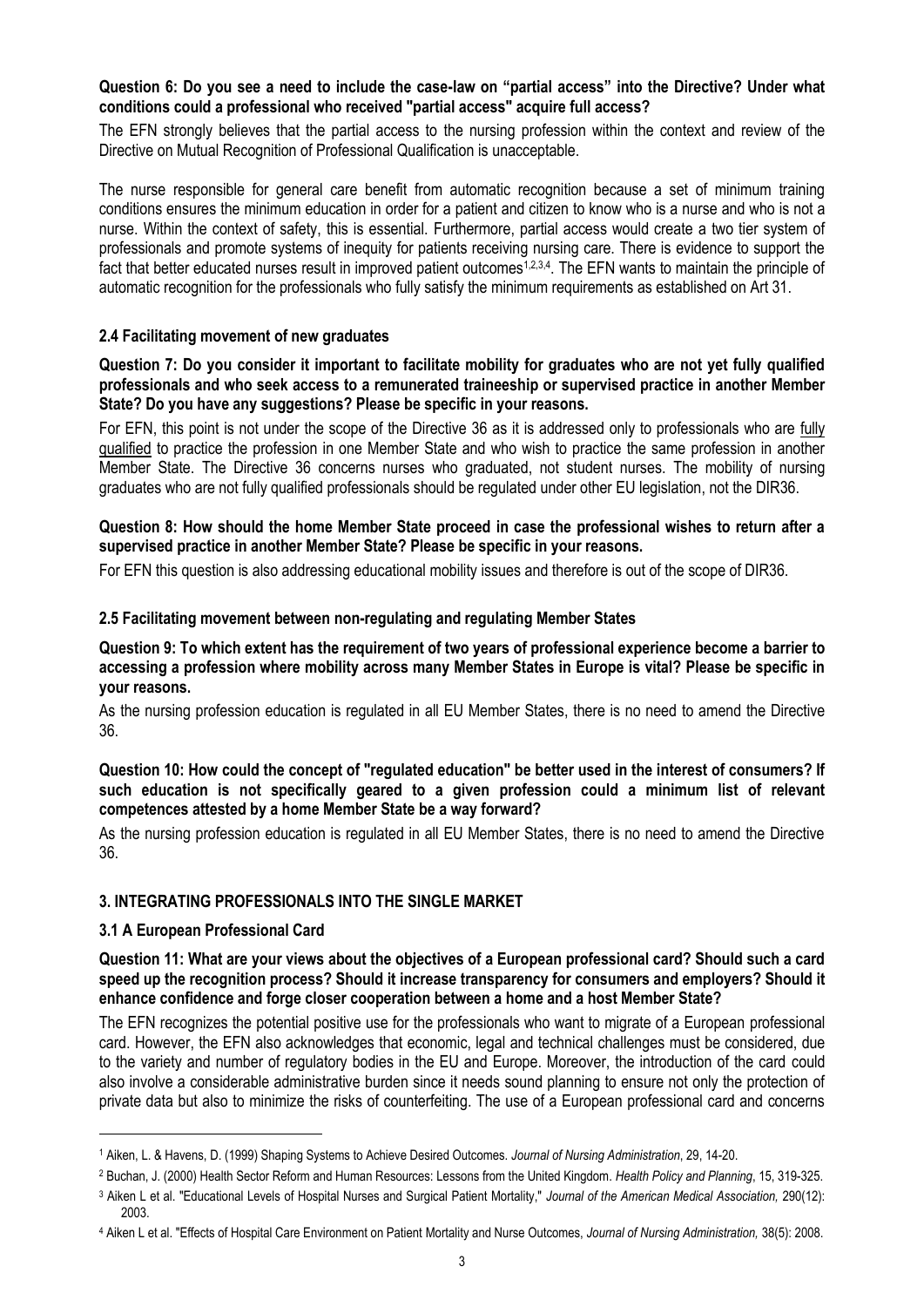**Question 6: Do you see a need to include the case-law on "partial access" into the Directive? Under what conditions could a professional who received "partial access" acquire full access?**

The EFN strongly believes that the partial access to the nursing profession within the context and review of the Directive on Mutual Recognition of Professional Qualification is unacceptable.

The nurse responsible for general care benefit from automatic recognition because a set of minimum training conditions ensures the minimum education in order for a patient and citizen to know who is a nurse and who is not a nurse. Within the context of safety, this is essential. Furthermore, partial access would create a two tier system of professionals and promote systems of inequity for patients receiving nursing care. There is evidence to support the fact that better educated nurses result in improved patient outcomes[1,2,3,4]. The EFN wants to maintain the principle of automatic recognition for the professionals who fully satisfy the minimum requirements as established on Art 31.

### 2.4 Facilitating movement of new graduates

**Question 7: Do you consider it important to facilitate mobility for graduates who are not yet fully qualified professionals and who seek access to a remunerated traineeship or supervised practice in another Member State? Do you have any suggestions? Please be specific in your reasons.**

For EFN, this point is not under the scope of the Directive 36 as it is addressed only to professionals who are fully qualified to practice the profession in one Member State and who wish to practice the same profession in another Member State. The Directive 36 concerns nurses who graduated, not student nurses. The mobility of nursing graduates who are not fully qualified professionals should be regulated under other EU legislation, not the DIR36.

**Question 8: How should the home Member State proceed in case the professional wishes to return after a supervised practice in another Member State? Please be specific in your reasons.**

For EFN this question is also addressing educational mobility issues and therefore is out of the scope of DIR36.

### 2.5 Facilitating movement between non-regulating and regulating Member States

**Question 9: To which extent has the requirement of two years of professional experience become a barrier to accessing a profession where mobility across many Member States in Europe is vital? Please be specific in your reasons.**

As the nursing profession education is regulated in all EU Member States, there is no need to amend the Directive 36.

**Question 10: How could the concept of "regulated education" be better used in the interest of consumers? If such education is not specifically geared to a given profession could a minimum list of relevant competences attested by a home Member State be a way forward?**

As the nursing profession education is regulated in all EU Member States, there is no need to amend the Directive 36.

## 3. INTEGRATING PROFESSIONALS INTO THE SINGLE MARKET

### 3.1 A European Professional Card

**Question 11: What are your views about the objectives of a European professional card? Should such a card speed up the recognition process? Should it increase transparency for consumers and employers? Should it enhance confidence and forge closer cooperation between a home and a host Member State?**

The EFN recognizes the potential positive use for the professionals who want to migrate of a European professional card. However, the EFN also acknowledges that economic, legal and technical challenges must be considered, due to the variety and number of regulatory bodies in the EU and Europe. Moreover, the introduction of the card could also involve a considerable administrative burden since it needs sound planning to ensure not only the protection of private data but also to minimize the risks of counterfeiting. The use of a European professional card and concerns

---

[1] Aiken, L. & Havens, D. (1999) Shaping Systems to Achieve Desired Outcomes. *Journal of Nursing Administration*, 29, 14-20.

[2] Buchan, J. (2000) Health Sector Reform and Human Resources: Lessons from the United Kingdom. *Health Policy and Planning*, 15, 319-325.

[3] Aiken L et al. "Educational Levels of Hospital Nurses and Surgical Patient Mortality," *Journal of the American Medical Association,* 290(12): 2003.

[4] Aiken L et al. "Effects of Hospital Care Environment on Patient Mortality and Nurse Outcomes, *Journal of Nursing Administration,* 38(5): 2008.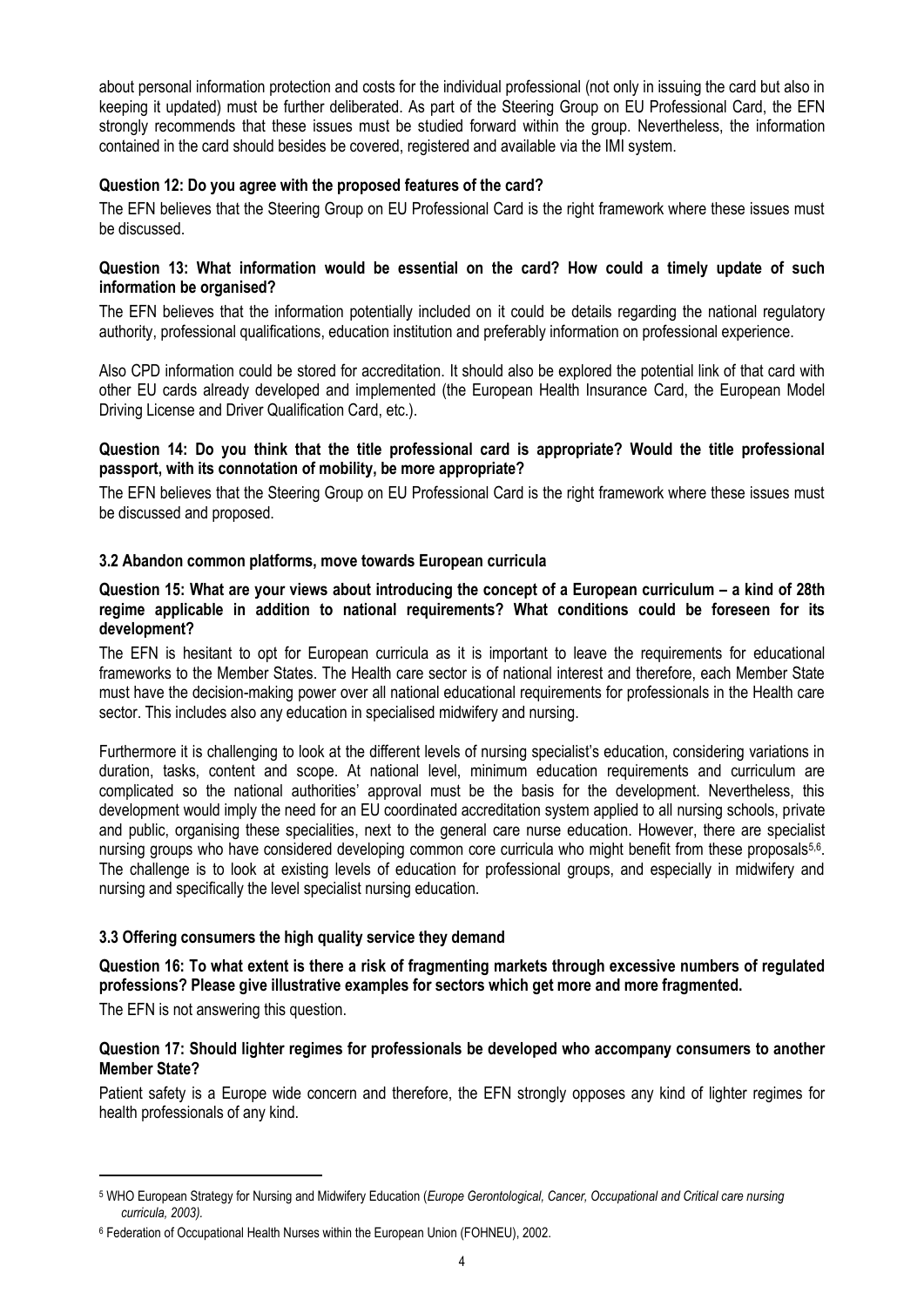about personal information protection and costs for the individual professional (not only in issuing the card but also in keeping it updated) must be further deliberated. As part of the Steering Group on EU Professional Card, the EFN strongly recommends that these issues must be studied forward within the group. Nevertheless, the information contained in the card should besides be covered, registered and available via the IMI system.

**Question 12: Do you agree with the proposed features of the card?**

The EFN believes that the Steering Group on EU Professional Card is the right framework where these issues must be discussed.

**Question 13: What information would be essential on the card? How could a timely update of such information be organised?**

The EFN believes that the information potentially included on it could be details regarding the national regulatory authority, professional qualifications, education institution and preferably information on professional experience.

Also CPD information could be stored for accreditation. It should also be explored the potential link of that card with other EU cards already developed and implemented (the European Health Insurance Card, the European Model Driving License and Driver Qualification Card, etc.).

**Question 14: Do you think that the title professional card is appropriate? Would the title professional passport, with its connotation of mobility, be more appropriate?**

The EFN believes that the Steering Group on EU Professional Card is the right framework where these issues must be discussed and proposed.

### 3.2 Abandon common platforms, move towards European curricula

**Question 15: What are your views about introducing the concept of a European curriculum – a kind of 28th regime applicable in addition to national requirements? What conditions could be foreseen for its development?**

The EFN is hesitant to opt for European curricula as it is important to leave the requirements for educational frameworks to the Member States. The Health care sector is of national interest and therefore, each Member State must have the decision-making power over all national educational requirements for professionals in the Health care sector. This includes also any education in specialised midwifery and nursing.

Furthermore it is challenging to look at the different levels of nursing specialist's education, considering variations in duration, tasks, content and scope. At national level, minimum education requirements and curriculum are complicated so the national authorities' approval must be the basis for the development. Nevertheless, this development would imply the need for an EU coordinated accreditation system applied to all nursing schools, private and public, organising these specialities, next to the general care nurse education. However, there are specialist nursing groups who have considered developing common core curricula who might benefit from these proposals[5,6]. The challenge is to look at existing levels of education for professional groups, and especially in midwifery and nursing and specifically the level specialist nursing education.

### 3.3 Offering consumers the high quality service they demand

**Question 16: To what extent is there a risk of fragmenting markets through excessive numbers of regulated professions? Please give illustrative examples for sectors which get more and more fragmented.**

The EFN is not answering this question.

**Question 17: Should lighter regimes for professionals be developed who accompany consumers to another Member State?**

Patient safety is a Europe wide concern and therefore, the EFN strongly opposes any kind of lighter regimes for health professionals of any kind.

---

[5] WHO European Strategy for Nursing and Midwifery Education (*Europe Gerontological, Cancer, Occupational and Critical care nursing curricula, 2003).*

[6] Federation of Occupational Health Nurses within the European Union (FOHNEU), 2002.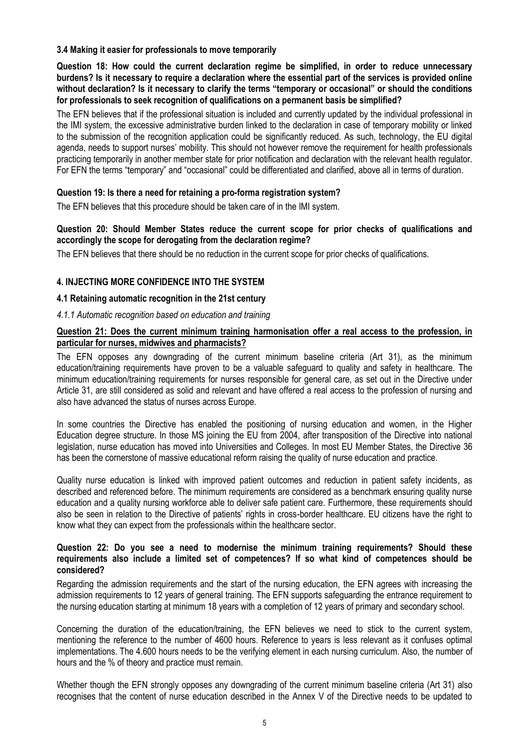### 3.4 Making it easier for professionals to move temporarily

**Question 18: How could the current declaration regime be simplified, in order to reduce unnecessary burdens? Is it necessary to require a declaration where the essential part of the services is provided online without declaration? Is it necessary to clarify the terms "temporary or occasional" or should the conditions for professionals to seek recognition of qualifications on a permanent basis be simplified?**

The EFN believes that if the professional situation is included and currently updated by the individual professional in the IMI system, the excessive administrative burden linked to the declaration in case of temporary mobility or linked to the submission of the recognition application could be significantly reduced. As such, technology, the EU digital agenda, needs to support nurses' mobility. This should not however remove the requirement for health professionals practicing temporarily in another member state for prior notification and declaration with the relevant health regulator. For EFN the terms "temporary" and "occasional" could be differentiated and clarified, above all in terms of duration.

**Question 19: Is there a need for retaining a pro-forma registration system?**

The EFN believes that this procedure should be taken care of in the IMI system.

**Question 20: Should Member States reduce the current scope for prior checks of qualifications and accordingly the scope for derogating from the declaration regime?**

The EFN believes that there should be no reduction in the current scope for prior checks of qualifications.

## 4. INJECTING MORE CONFIDENCE INTO THE SYSTEM

### 4.1 Retaining automatic recognition in the 21st century

*4.1.1 Automatic recognition based on education and training*

**Question 21: Does the current minimum training harmonisation offer a real access to the profession, in particular for nurses, midwives and pharmacists?**

The EFN opposes any downgrading of the current minimum baseline criteria (Art 31), as the minimum education/training requirements have proven to be a valuable safeguard to quality and safety in healthcare. The minimum education/training requirements for nurses responsible for general care, as set out in the Directive under Article 31, are still considered as solid and relevant and have offered a real access to the profession of nursing and also have advanced the status of nurses across Europe.

In some countries the Directive has enabled the positioning of nursing education and women, in the Higher Education degree structure. In those MS joining the EU from 2004, after transposition of the Directive into national legislation, nurse education has moved into Universities and Colleges. In most EU Member States, the Directive 36 has been the cornerstone of massive educational reform raising the quality of nurse education and practice.

Quality nurse education is linked with improved patient outcomes and reduction in patient safety incidents, as described and referenced before. The minimum requirements are considered as a benchmark ensuring quality nurse education and a quality nursing workforce able to deliver safe patient care. Furthermore, these requirements should also be seen in relation to the Directive of patients' rights in cross-border healthcare. EU citizens have the right to know what they can expect from the professionals within the healthcare sector.

**Question 22: Do you see a need to modernise the minimum training requirements? Should these requirements also include a limited set of competences? If so what kind of competences should be considered?**

Regarding the admission requirements and the start of the nursing education, the EFN agrees with increasing the admission requirements to 12 years of general training. The EFN supports safeguarding the entrance requirement to the nursing education starting at minimum 18 years with a completion of 12 years of primary and secondary school.

Concerning the duration of the education/training, the EFN believes we need to stick to the current system, mentioning the reference to the number of 4600 hours. Reference to years is less relevant as it confuses optimal implementations. The 4.600 hours needs to be the verifying element in each nursing curriculum. Also, the number of hours and the % of theory and practice must remain.

Whether though the EFN strongly opposes any downgrading of the current minimum baseline criteria (Art 31) also recognises that the content of nurse education described in the Annex V of the Directive needs to be updated to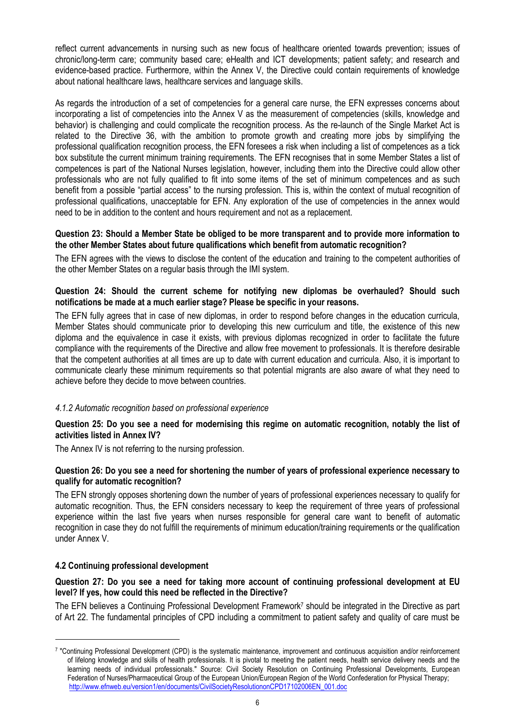reflect current advancements in nursing such as new focus of healthcare oriented towards prevention; issues of chronic/long-term care; community based care; eHealth and ICT developments; patient safety; and research and evidence-based practice. Furthermore, within the Annex V, the Directive could contain requirements of knowledge about national healthcare laws, healthcare services and language skills.

As regards the introduction of a set of competencies for a general care nurse, the EFN expresses concerns about incorporating a list of competencies into the Annex V as the measurement of competencies (skills, knowledge and behavior) is challenging and could complicate the recognition process. As the re-launch of the Single Market Act is related to the Directive 36, with the ambition to promote growth and creating more jobs by simplifying the professional qualification recognition process, the EFN foresees a risk when including a list of competences as a tick box substitute the current minimum training requirements. The EFN recognises that in some Member States a list of competences is part of the National Nurses legislation, however, including them into the Directive could allow other professionals who are not fully qualified to fit into some items of the set of minimum competences and as such benefit from a possible "partial access" to the nursing profession. This is, within the context of mutual recognition of professional qualifications, unacceptable for EFN. Any exploration of the use of competencies in the annex would need to be in addition to the content and hours requirement and not as a replacement.

**Question 23: Should a Member State be obliged to be more transparent and to provide more information to the other Member States about future qualifications which benefit from automatic recognition?**

The EFN agrees with the views to disclose the content of the education and training to the competent authorities of the other Member States on a regular basis through the IMI system.

**Question 24: Should the current scheme for notifying new diplomas be overhauled? Should such notifications be made at a much earlier stage? Please be specific in your reasons.**

The EFN fully agrees that in case of new diplomas, in order to respond before changes in the education curricula, Member States should communicate prior to developing this new curriculum and title, the existence of this new diploma and the equivalence in case it exists, with previous diplomas recognized in order to facilitate the future compliance with the requirements of the Directive and allow free movement to professionals. It is therefore desirable that the competent authorities at all times are up to date with current education and curricula. Also, it is important to communicate clearly these minimum requirements so that potential migrants are also aware of what they need to achieve before they decide to move between countries.

*4.1.2 Automatic recognition based on professional experience*

**Question 25: Do you see a need for modernising this regime on automatic recognition, notably the list of activities listed in Annex IV?**

The Annex IV is not referring to the nursing profession.

**Question 26: Do you see a need for shortening the number of years of professional experience necessary to qualify for automatic recognition?**

The EFN strongly opposes shortening down the number of years of professional experiences necessary to qualify for automatic recognition. Thus, the EFN considers necessary to keep the requirement of three years of professional experience within the last five years when nurses responsible for general care want to benefit of automatic recognition in case they do not fulfill the requirements of minimum education/training requirements or the qualification under Annex V.

**4.2 Continuing professional development**

**Question 27: Do you see a need for taking more account of continuing professional development at EU level? If yes, how could this need be reflected in the Directive?**

The EFN believes a Continuing Professional Development Framework[7] should be integrated in the Directive as part of Art 22. The fundamental principles of CPD including a commitment to patient safety and quality of care must be

---

[7] "Continuing Professional Development (CPD) is the systematic maintenance, improvement and continuous acquisition and/or reinforcement of lifelong knowledge and skills of health professionals. It is pivotal to meeting the patient needs, health service delivery needs and the learning needs of individual professionals." Source: Civil Society Resolution on Continuing Professional Developments, European Federation of Nurses/Pharmaceutical Group of the European Union/European Region of the World Confederation for Physical Therapy; http://www.efnweb.eu/version1/en/documents/CivilSocietyResolutiononCPD17102006EN_001.doc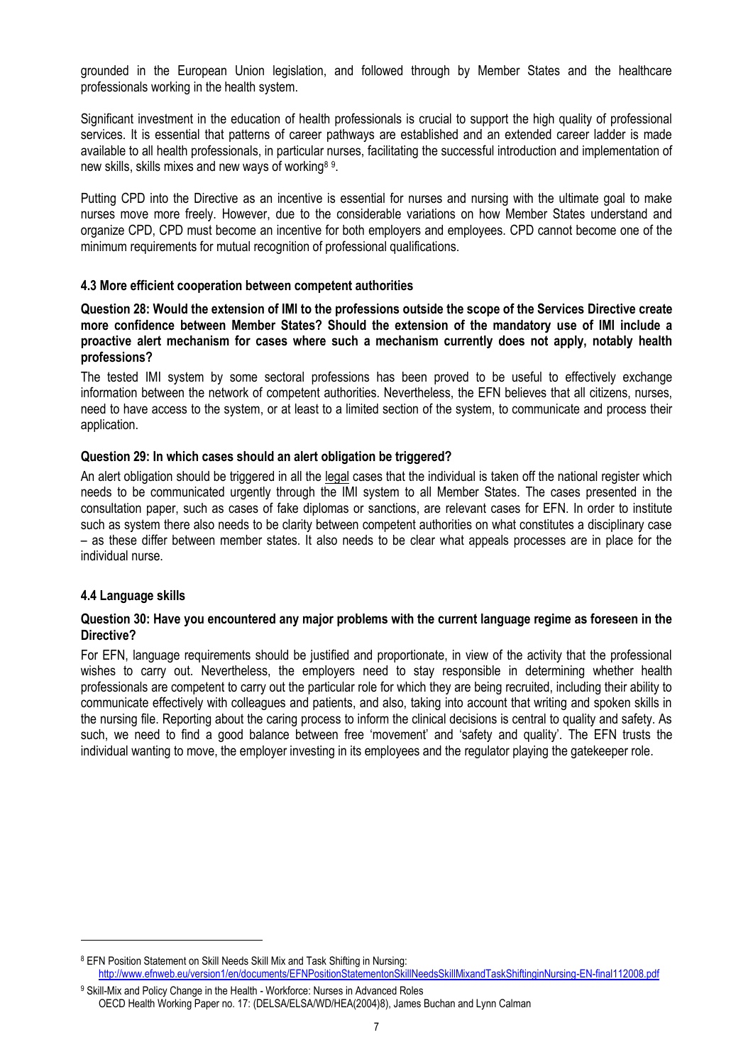grounded in the European Union legislation, and followed through by Member States and the healthcare professionals working in the health system.

Significant investment in the education of health professionals is crucial to support the high quality of professional services. It is essential that patterns of career pathways are established and an extended career ladder is made available to all health professionals, in particular nurses, facilitating the successful introduction and implementation of new skills, skills mixes and new ways of working[8] [9].

Putting CPD into the Directive as an incentive is essential for nurses and nursing with the ultimate goal to make nurses move more freely. However, due to the considerable variations on how Member States understand and organize CPD, CPD must become an incentive for both employers and employees. CPD cannot become one of the minimum requirements for mutual recognition of professional qualifications.

### 4.3 More efficient cooperation between competent authorities

**Question 28: Would the extension of IMI to the professions outside the scope of the Services Directive create more confidence between Member States? Should the extension of the mandatory use of IMI include a proactive alert mechanism for cases where such a mechanism currently does not apply, notably health professions?**

The tested IMI system by some sectoral professions has been proved to be useful to effectively exchange information between the network of competent authorities. Nevertheless, the EFN believes that all citizens, nurses, need to have access to the system, or at least to a limited section of the system, to communicate and process their application.

**Question 29: In which cases should an alert obligation be triggered?**

An alert obligation should be triggered in all the legal cases that the individual is taken off the national register which needs to be communicated urgently through the IMI system to all Member States. The cases presented in the consultation paper, such as cases of fake diplomas or sanctions, are relevant cases for EFN. In order to institute such as system there also needs to be clarity between competent authorities on what constitutes a disciplinary case – as these differ between member states. It also needs to be clear what appeals processes are in place for the individual nurse.

### 4.4 Language skills

**Question 30: Have you encountered any major problems with the current language regime as foreseen in the Directive?**

For EFN, language requirements should be justified and proportionate, in view of the activity that the professional wishes to carry out. Nevertheless, the employers need to stay responsible in determining whether health professionals are competent to carry out the particular role for which they are being recruited, including their ability to communicate effectively with colleagues and patients, and also, taking into account that writing and spoken skills in the nursing file. Reporting about the caring process to inform the clinical decisions is central to quality and safety. As such, we need to find a good balance between free 'movement' and 'safety and quality'. The EFN trusts the individual wanting to move, the employer investing in its employees and the regulator playing the gatekeeper role.

---

[8] EFN Position Statement on Skill Needs Skill Mix and Task Shifting in Nursing: http://www.efnweb.eu/version1/en/documents/EFNPositionStatementonSkillNeedsSkillMixandTaskShiftinginNursing-EN-final112008.pdf

[9] Skill-Mix and Policy Change in the Health - Workforce: Nurses in Advanced Roles OECD Health Working Paper no. 17: (DELSA/ELSA/WD/HEA(2004)8), James Buchan and Lynn Calman